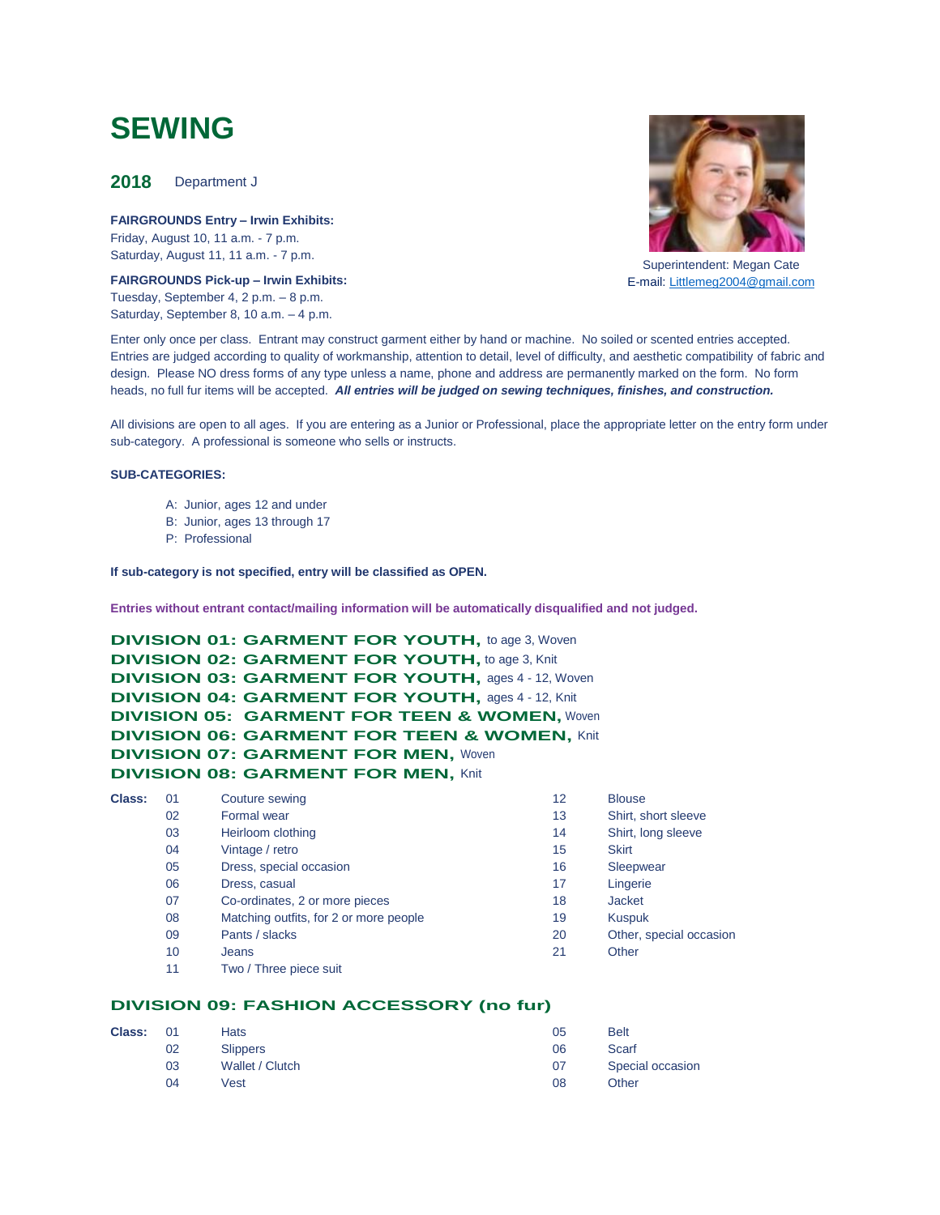# SEWING

**2018** Department J

**FAIRGROUNDS Entry – Irwin Exhibits:**
Friday, August 10, 11 a.m. - 7 p.m.
Saturday, August 11, 11 a.m. - 7 p.m.

**FAIRGROUNDS Pick-up – Irwin Exhibits:**
Tuesday, September 4, 2 p.m. – 8 p.m.
Saturday, September 8, 10 a.m. – 4 p.m.

Superintendent: Megan Cate
E-mail: Littlemeg2004@gmail.com

Enter only once per class. Entrant may construct garment either by hand or machine. No soiled or scented entries accepted. Entries are judged according to quality of workmanship, attention to detail, level of difficulty, and aesthetic compatibility of fabric and design. Please NO dress forms of any type unless a name, phone and address are permanently marked on the form. No form heads, no full fur items will be accepted. ***All entries will be judged on sewing techniques, finishes, and construction.***

All divisions are open to all ages. If you are entering as a Junior or Professional, place the appropriate letter on the entry form under sub-category. A professional is someone who sells or instructs.

**SUB-CATEGORIES:**

- A: Junior, ages 12 and under
- B: Junior, ages 13 through 17
- P: Professional

**If sub-category is not specified, entry will be classified as OPEN.**

**Entries without entrant contact/mailing information will be automatically disqualified and not judged.**

## DIVISION 01: GARMENT FOR YOUTH, to age 3, Woven
## DIVISION 02: GARMENT FOR YOUTH, to age 3, Knit
## DIVISION 03: GARMENT FOR YOUTH, ages 4 - 12, Woven
## DIVISION 04: GARMENT FOR YOUTH, ages 4 - 12, Knit
## DIVISION 05: GARMENT FOR TEEN & WOMEN, Woven
## DIVISION 06: GARMENT FOR TEEN & WOMEN, Knit
## DIVISION 07: GARMENT FOR MEN, Woven
## DIVISION 08: GARMENT FOR MEN, Knit

| Class: | | | | |
|---|---|---|---|---|
| 01 | Couture sewing | | 12 | Blouse |
| 02 | Formal wear | | 13 | Shirt, short sleeve |
| 03 | Heirloom clothing | | 14 | Shirt, long sleeve |
| 04 | Vintage / retro | | 15 | Skirt |
| 05 | Dress, special occasion | | 16 | Sleepwear |
| 06 | Dress, casual | | 17 | Lingerie |
| 07 | Co-ordinates, 2 or more pieces | | 18 | Jacket |
| 08 | Matching outfits, for 2 or more people | | 19 | Kuspuk |
| 09 | Pants / slacks | | 20 | Other, special occasion |
| 10 | Jeans | | 21 | Other |
| 11 | Two / Three piece suit | | | |

## DIVISION 09: FASHION ACCESSORY (no fur)

| Class: | | | | |
|---|---|---|---|---|
| 01 | Hats | | 05 | Belt |
| 02 | Slippers | | 06 | Scarf |
| 03 | Wallet / Clutch | | 07 | Special occasion |
| 04 | Vest | | 08 | Other |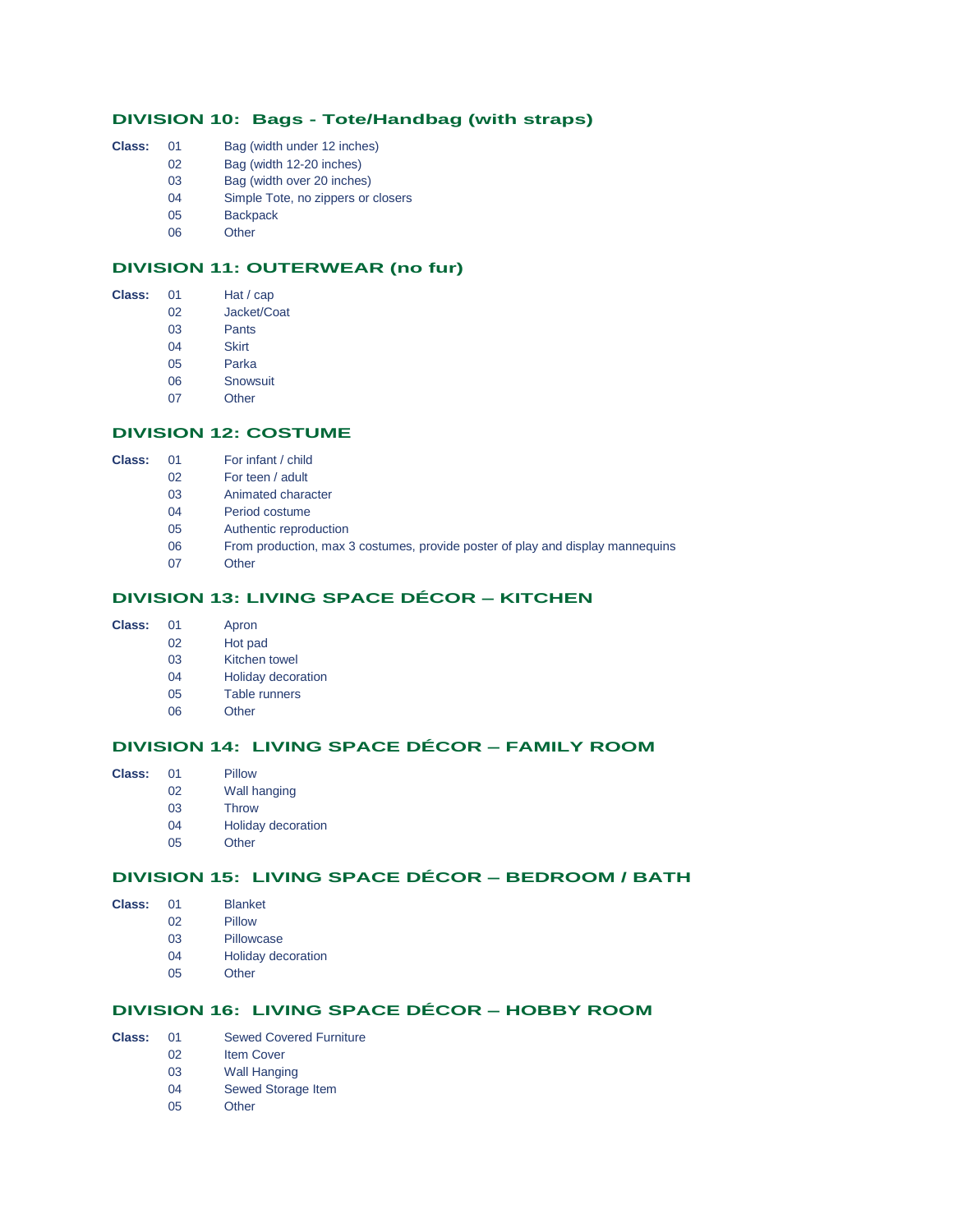## DIVISION 10: Bags - Tote/Handbag (with straps)

**Class:**

| | |
|---|---|
| 01 | Bag (width under 12 inches) |
| 02 | Bag (width 12-20 inches) |
| 03 | Bag (width over 20 inches) |
| 04 | Simple Tote, no zippers or closers |
| 05 | Backpack |
| 06 | Other |

## DIVISION 11: OUTERWEAR (no fur)

**Class:**

| | |
|---|---|
| 01 | Hat / cap |
| 02 | Jacket/Coat |
| 03 | Pants |
| 04 | Skirt |
| 05 | Parka |
| 06 | Snowsuit |
| 07 | Other |

## DIVISION 12: COSTUME

**Class:**

| | |
|---|---|
| 01 | For infant / child |
| 02 | For teen / adult |
| 03 | Animated character |
| 04 | Period costume |
| 05 | Authentic reproduction |
| 06 | From production, max 3 costumes, provide poster of play and display mannequins |
| 07 | Other |

## DIVISION 13: LIVING SPACE DÉCOR – KITCHEN

**Class:**

| | |
|---|---|
| 01 | Apron |
| 02 | Hot pad |
| 03 | Kitchen towel |
| 04 | Holiday decoration |
| 05 | Table runners |
| 06 | Other |

## DIVISION 14: LIVING SPACE DÉCOR – FAMILY ROOM

**Class:**

| | |
|---|---|
| 01 | Pillow |
| 02 | Wall hanging |
| 03 | Throw |
| 04 | Holiday decoration |
| 05 | Other |

## DIVISION 15: LIVING SPACE DÉCOR – BEDROOM / BATH

**Class:**

| | |
|---|---|
| 01 | Blanket |
| 02 | Pillow |
| 03 | Pillowcase |
| 04 | Holiday decoration |
| 05 | Other |

## DIVISION 16: LIVING SPACE DÉCOR – HOBBY ROOM

**Class:**

| | |
|---|---|
| 01 | Sewed Covered Furniture |
| 02 | Item Cover |
| 03 | Wall Hanging |
| 04 | Sewed Storage Item |
| 05 | Other |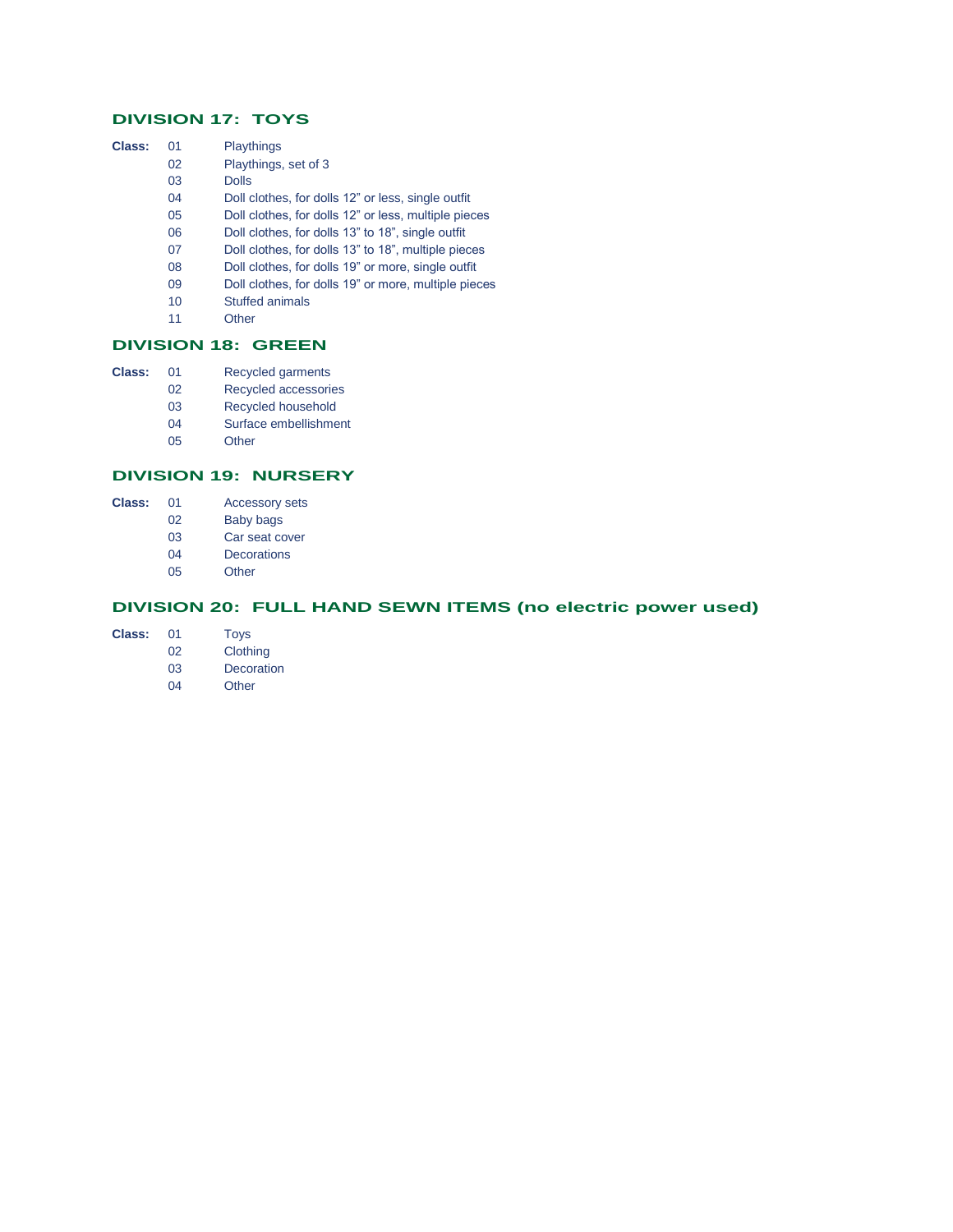## DIVISION 17: TOYS

| | | |
|---|---|---|
| **Class:** | 01 | Playthings |
| | 02 | Playthings, set of 3 |
| | 03 | Dolls |
| | 04 | Doll clothes, for dolls 12" or less, single outfit |
| | 05 | Doll clothes, for dolls 12" or less, multiple pieces |
| | 06 | Doll clothes, for dolls 13" to 18", single outfit |
| | 07 | Doll clothes, for dolls 13" to 18", multiple pieces |
| | 08 | Doll clothes, for dolls 19" or more, single outfit |
| | 09 | Doll clothes, for dolls 19" or more, multiple pieces |
| | 10 | Stuffed animals |
| | 11 | Other |

## DIVISION 18: GREEN

| | | |
|---|---|---|
| **Class:** | 01 | Recycled garments |
| | 02 | Recycled accessories |
| | 03 | Recycled household |
| | 04 | Surface embellishment |
| | 05 | Other |

## DIVISION 19: NURSERY

| | | |
|---|---|---|
| **Class:** | 01 | Accessory sets |
| | 02 | Baby bags |
| | 03 | Car seat cover |
| | 04 | Decorations |
| | 05 | Other |

## DIVISION 20: FULL HAND SEWN ITEMS (no electric power used)

| | | |
|---|---|---|
| **Class:** | 01 | Toys |
| | 02 | Clothing |
| | 03 | Decoration |
| | 04 | Other |